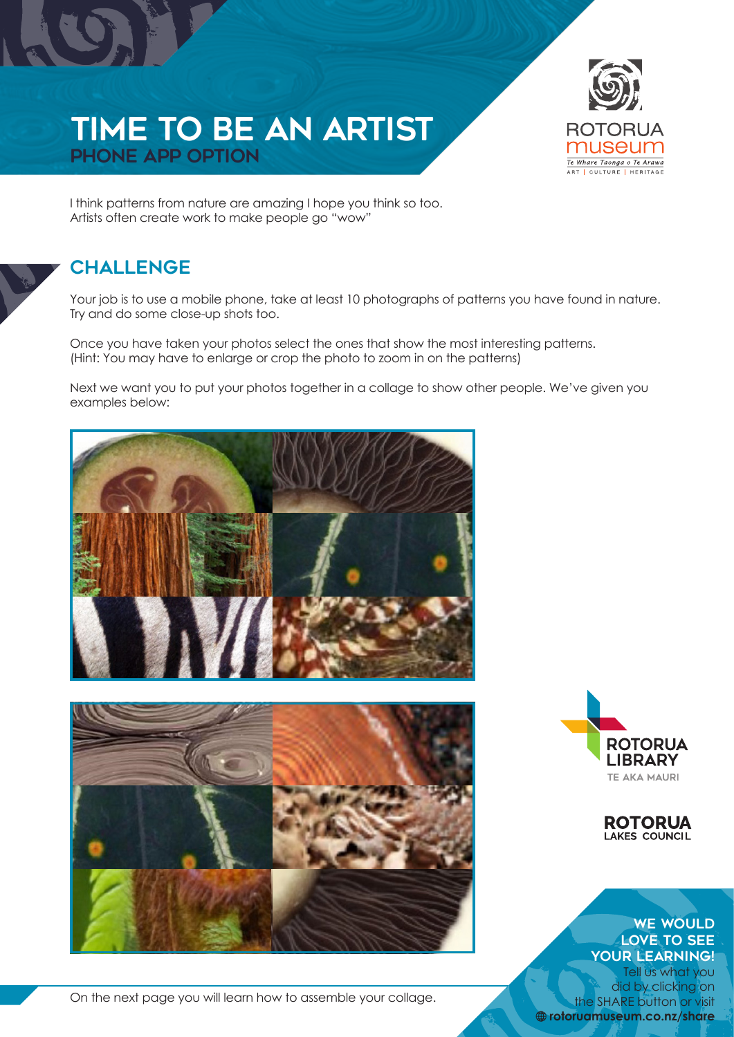# TIME TO BE AN ARTIST

## PHONE APP OPTION

ROTORUA museum
Te Whare Taonga o Te Arawa
ART | CULTURE | HERITAGE

I think patterns from nature are amazing I hope you think so too.
Artists often create work to make people go "wow"

## CHALLENGE

Your job is to use a mobile phone, take at least 10 photographs of patterns you have found in nature. Try and do some close-up shots too.

Once you have taken your photos select the ones that show the most interesting patterns. (Hint: You may have to enlarge or crop the photo to zoom in on the patterns)

Next we want you to put your photos together in a collage to show other people. We've given you examples below:

ROTORUA LIBRARY
TE AKA MAURI

ROTORUA LAKES COUNCIL

**WE WOULD LOVE TO SEE YOUR LEARNING!**

Tell us what you did by clicking on the SHARE button or visit **rotoruamuseum.co.nz/share**

On the next page you will learn how to assemble your collage.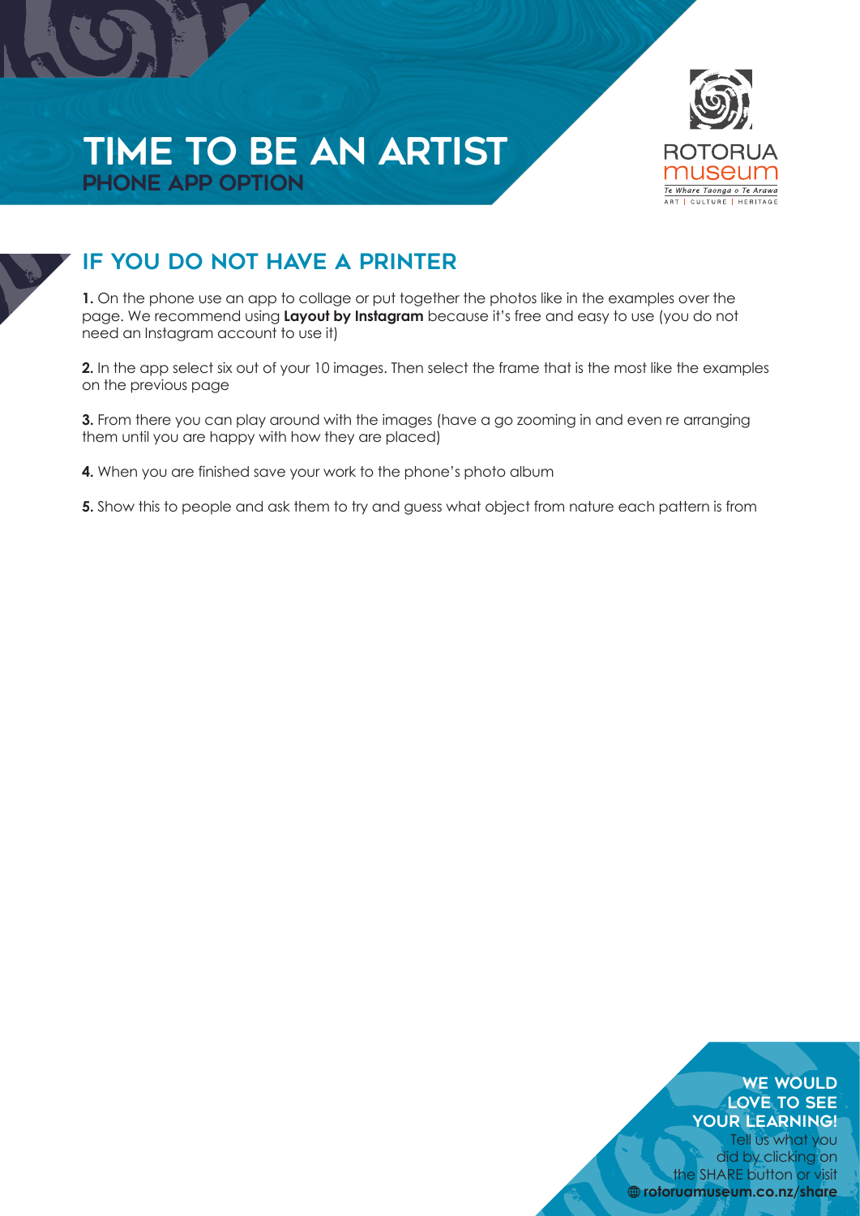# TIME TO BE AN ARTIST

## PHONE APP OPTION

ROTORUA museum
Te Whare Taonga o Te Arawa
ART | CULTURE | HERITAGE

## IF YOU DO NOT HAVE A PRINTER

**1.** On the phone use an app to collage or put together the photos like in the examples over the page. We recommend using **Layout by Instagram** because it's free and easy to use (you do not need an Instagram account to use it)

**2.** In the app select six out of your 10 images. Then select the frame that is the most like the examples on the previous page

**3.** From there you can play around with the images (have a go zooming in and even re arranging them until you are happy with how they are placed)

**4.** When you are finished save your work to the phone's photo album

**5.** Show this to people and ask them to try and guess what object from nature each pattern is from

**WE WOULD LOVE TO SEE YOUR LEARNING!**
Tell us what you did by clicking on the SHARE button or visit
**rotoruamuseum.co.nz/share**